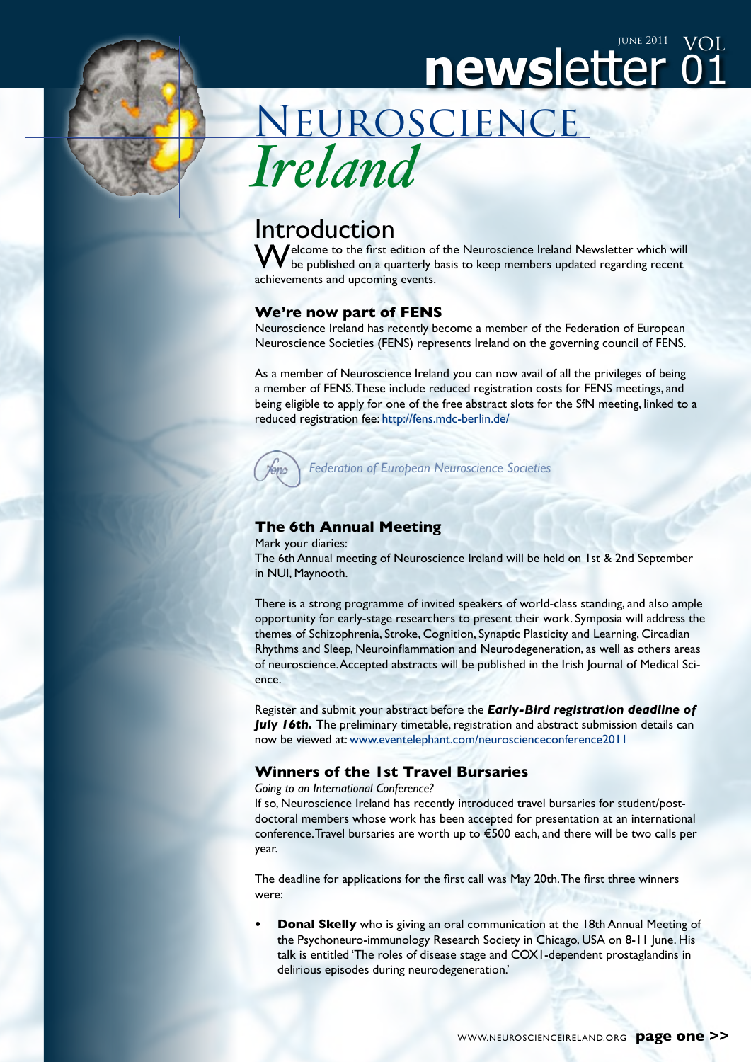JUNE 2011 VOL 01

# newsletter

# Neuroscience Ireland

## Introduction

Welcome to the first edition of the Neuroscience Ireland Newsletter which will be published on a quarterly basis to keep members updated regarding recent achievements and upcoming events.

### We're now part of FENS

Neuroscience Ireland has recently become a member of the Federation of European Neuroscience Societies (FENS) represents Ireland on the governing council of FENS.

As a member of Neuroscience Ireland you can now avail of all the privileges of being a member of FENS. These include reduced registration costs for FENS meetings, and being eligible to apply for one of the free abstract slots for the SfN meeting, linked to a reduced registration fee: http://fens.mdc-berlin.de/

*Federation of European Neuroscience Societies*

### The 6th Annual Meeting

Mark your diaries:
The 6th Annual meeting of Neuroscience Ireland will be held on 1st & 2nd September in NUI, Maynooth.

There is a strong programme of invited speakers of world-class standing, and also ample opportunity for early-stage researchers to present their work. Symposia will address the themes of Schizophrenia, Stroke, Cognition, Synaptic Plasticity and Learning, Circadian Rhythms and Sleep, Neuroinflammation and Neurodegeneration, as well as others areas of neuroscience. Accepted abstracts will be published in the Irish Journal of Medical Science.

Register and submit your abstract before the ***Early-Bird registration deadline of July 16th.*** The preliminary timetable, registration and abstract submission details can now be viewed at: www.eventelephant.com/neuroscienceconference2011

### Winners of the 1st Travel Bursaries

*Going to an International Conference?*
If so, Neuroscience Ireland has recently introduced travel bursaries for student/post-doctoral members whose work has been accepted for presentation at an international conference. Travel bursaries are worth up to €500 each, and there will be two calls per year.

The deadline for applications for the first call was May 20th. The first three winners were:

- **Donal Skelly** who is giving an oral communication at the 18th Annual Meeting of the Psychoneuro-immunology Research Society in Chicago, USA on 8-11 June. His talk is entitled 'The roles of disease stage and COX1-dependent prostaglandins in delirious episodes during neurodegeneration.'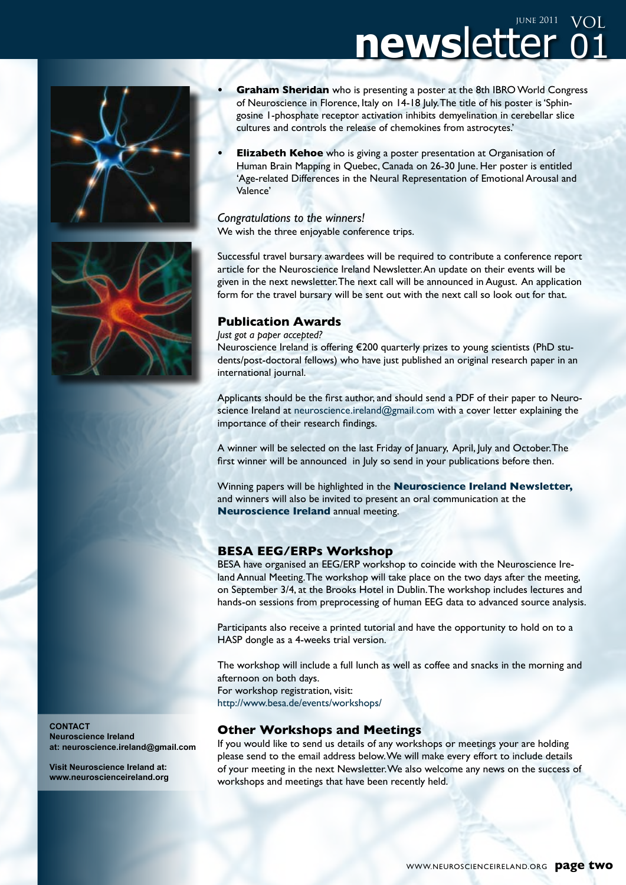- **Graham Sheridan** who is presenting a poster at the 8th IBRO World Congress of Neuroscience in Florence, Italy on 14-18 July. The title of his poster is 'Sphingosine 1-phosphate receptor activation inhibits demyelination in cerebellar slice cultures and controls the release of chemokines from astrocytes.'

- **Elizabeth Kehoe** who is giving a poster presentation at Organisation of Human Brain Mapping in Quebec, Canada on 26-30 June. Her poster is entitled 'Age-related Differences in the Neural Representation of Emotional Arousal and Valence'

*Congratulations to the winners!*
We wish the three enjoyable conference trips.

Successful travel bursary awardees will be required to contribute a conference report article for the Neuroscience Ireland Newsletter. An update on their events will be given in the next newsletter. The next call will be announced in August. An application form for the travel bursary will be sent out with the next call so look out for that.

## Publication Awards

*Just got a paper accepted?*
Neuroscience Ireland is offering €200 quarterly prizes to young scientists (PhD students/post-doctoral fellows) who have just published an original research paper in an international journal.

Applicants should be the first author, and should send a PDF of their paper to Neuroscience Ireland at neuroscience.ireland@gmail.com with a cover letter explaining the importance of their research findings.

A winner will be selected on the last Friday of January, April, July and October. The first winner will be announced in July so send in your publications before then.

Winning papers will be highlighted in the **Neuroscience Ireland Newsletter,** and winners will also be invited to present an oral communication at the **Neuroscience Ireland** annual meeting.

## BESA EEG/ERPs Workshop

BESA have organised an EEG/ERP workshop to coincide with the Neuroscience Ireland Annual Meeting. The workshop will take place on the two days after the meeting, on September 3/4, at the Brooks Hotel in Dublin. The workshop includes lectures and hands-on sessions from preprocessing of human EEG data to advanced source analysis.

Participants also receive a printed tutorial and have the opportunity to hold on to a HASP dongle as a 4-weeks trial version.

The workshop will include a full lunch as well as coffee and snacks in the morning and afternoon on both days.
For workshop registration, visit:
http://www.besa.de/events/workshops/

## Other Workshops and Meetings

If you would like to send us details of any workshops or meetings your are holding please send to the email address below. We will make every effort to include details of your meeting in the next Newsletter. We also welcome any news on the success of workshops and meetings that have been recently held.

**CONTACT**
**Neuroscience Ireland**
**at: neuroscience.ireland@gmail.com**

**Visit Neuroscience Ireland at:**
**www.neuroscienceireland.org**